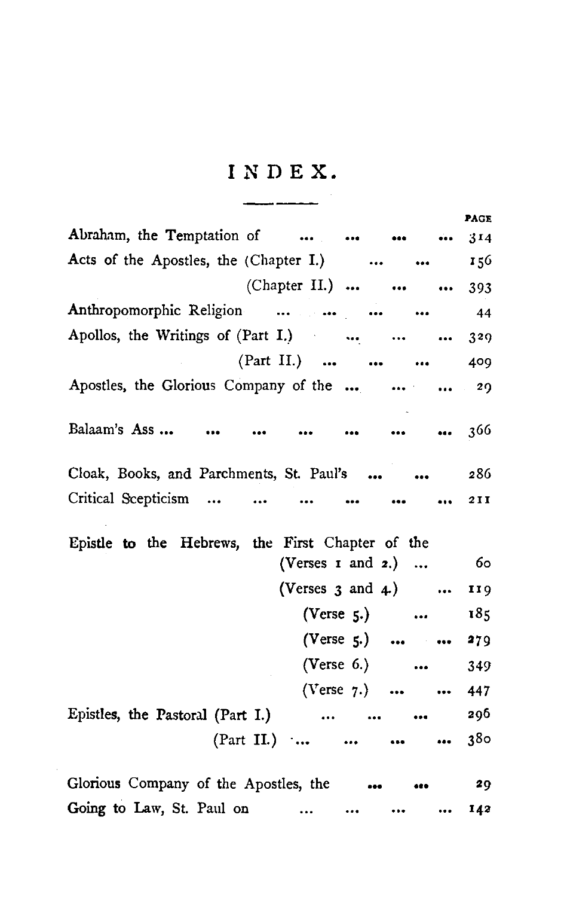# INDEX.

| | PAGE |
|---|---|
| Abraham, the Temptation of ... ... ... ... | 314 |
| Acts of the Apostles, the (Chapter I.) ... ... | 156 |
| (Chapter II.) ... ... ... | 393 |
| Anthropomorphic Religion ... ... ... ... | 44 |
| Apollos, the Writings of (Part I.) ... ... ... | 329 |
| (Part II.) ... ... ... | 409 |
| Apostles, the Glorious Company of the ... ... ... | 29 |
| | |
| Balaam's Ass ... ... ... ... ... ... ... | 366 |
| | |
| Cloak, Books, and Parchments, St. Paul's ... ... | 286 |
| Critical Scepticism ... ... ... ... ... ... | 211 |
| | |
| Epistle to the Hebrews, the First Chapter of the (Verses 1 and 2.) ... | 60 |
| (Verses 3 and 4.) ... | 119 |
| (Verse 5.) ... | 185 |
| (Verse 5.) ... ... | 279 |
| (Verse 6.) ... | 349 |
| (Verse 7.) ... ... | 447 |
| Epistles, the Pastoral (Part I.) ... ... ... | 296 |
| (Part II.) ... ... ... ... | 380 |
| | |
| Glorious Company of the Apostles, the ... ... | 29 |
| Going to Law, St. Paul on ... ... ... ... | 142 |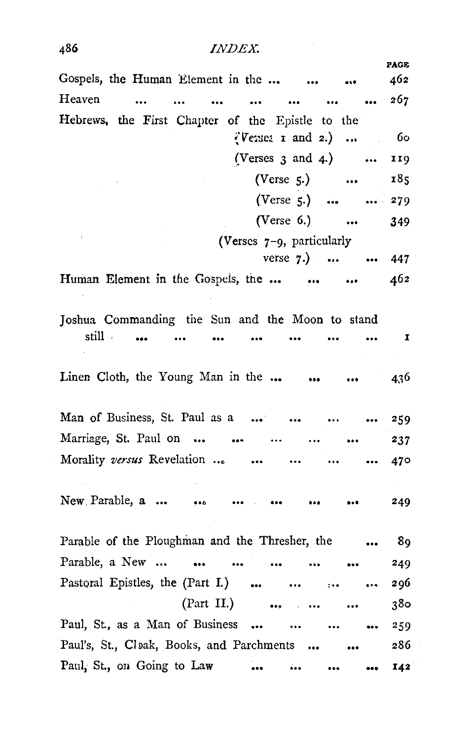| | PAGE |
|---|---|
| Gospels, the Human Element in the ... ... ... | 462 |
| Heaven ... ... ... ... ... ... ... | 267 |
| Hebrews, the First Chapter of the Epistle to the | |
| (Verses 1 and 2.) ... | 60 |
| (Verses 3 and 4.) ... | 119 |
| (Verse 5.) ... | 185 |
| (Verse 5.) ... ... | 279 |
| (Verse 6.) ... | 349 |
| (Verses 7–9, particularly verse 7.) ... ... | 447 |
| Human Element in the Gospels, the ... ... ... | 462 |
| Joshua Commanding the Sun and the Moon to stand still ... ... ... ... ... ... ... | 1 |
| Linen Cloth, the Young Man in the ... ... ... | 436 |
| Man of Business, St. Paul as a ... ... ... ... | 259 |
| Marriage, St. Paul on ... ... ... ... ... | 237 |
| Morality *versus* Revelation ... ... ... ... ... | 470 |
| New Parable, a ... ... ... ... ... ... | 249 |
| Parable of the Ploughman and the Thresher, the ... | 89 |
| Parable, a New ... ... ... ... ... ... | 249 |
| Pastoral Epistles, the (Part I.) ... ... ... ... | 296 |
| (Part II.) ... ... ... | 380 |
| Paul, St., as a Man of Business ... ... ... ... | 259 |
| Paul's, St., Cloak, Books, and Parchments ... ... | 286 |
| Paul, St., on Going to Law ... ... ... ... | 142 |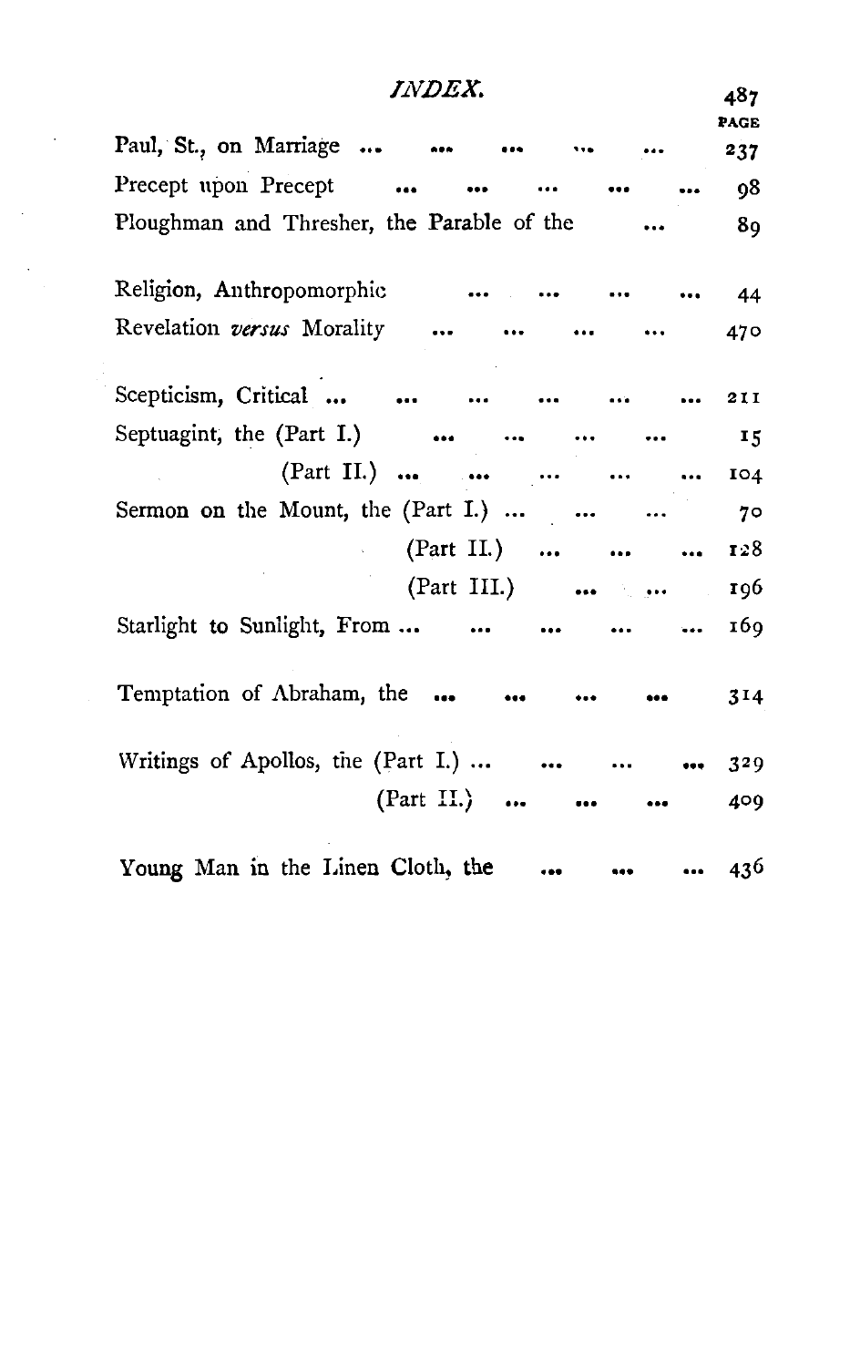| | PAGE |
|---|---|
| Paul, St., on Marriage ... | 237 |
| Precept upon Precept ... | 98 |
| Ploughman and Thresher, the Parable of the ... | 89 |
| | |
| Religion, Anthropomorphic ... | 44 |
| Revelation *versus* Morality ... | 470 |
| | |
| Scepticism, Critical ... | 211 |
| Septuagint, the (Part I.) ... | 15 |
| (Part II.) ... | 104 |
| Sermon on the Mount, the (Part I.) ... | 70 |
| (Part II.) ... | 128 |
| (Part III.) ... | 196 |
| Starlight to Sunlight, From ... | 169 |
| | |
| Temptation of Abraham, the ... | 314 |
| | |
| Writings of Apollos, the (Part I.) ... | 329 |
| (Part II.) ... | 409 |
| | |
| Young Man in the Linen Cloth, the ... | 436 |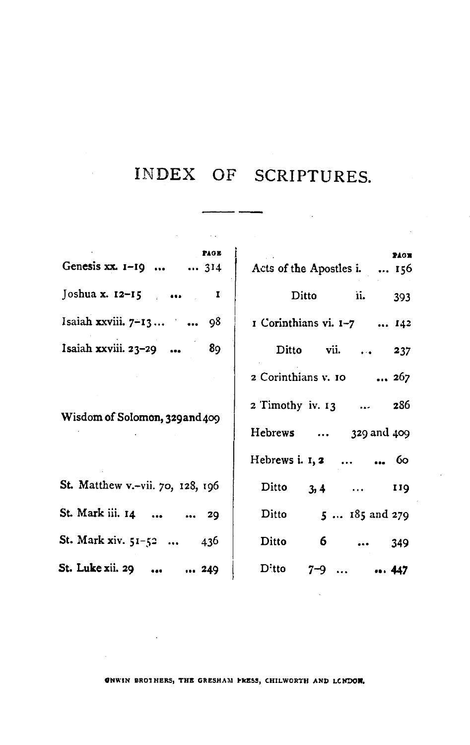# INDEX OF SCRIPTURES.

| | PAGE |
|---|---|
| Genesis xx. 1–19 ... | ... 314 |
| Joshua x. 12–15 ... | 1 |
| Isaiah xxviii. 7–13 ... ... | 98 |
| Isaiah xxviii. 23–29 ... | 89 |
| Wisdom of Solomon, | 329 and 409 |
| St. Matthew v.–vii. | 70, 128, 196 |
| St. Mark iii. 14 ... ... | 29 |
| St. Mark xiv. 51–52 ... | 436 |
| St. Luke xii. 29 ... ... | 249 |

| | PAGE |
|---|---|
| Acts of the Apostles i. ... | 156 |
| Ditto ii. | 393 |
| 1 Corinthians vi. 1–7 ... | 142 |
| Ditto vii. ... | 237 |
| 2 Corinthians v. 10 ... | 267 |
| 2 Timothy iv. 13 ... | 286 |
| Hebrews ... | 329 and 409 |
| Hebrews i. 1, 2 ... ... | 60 |
| Ditto 3, 4 ... | 119 |
| Ditto 5 ... | 185 and 279 |
| Ditto 6 ... | 349 |
| Ditto 7–9 ... ... | 447 |

UNWIN BROTHERS, THE GRESHAM PRESS, CHILWORTH AND LONDON.